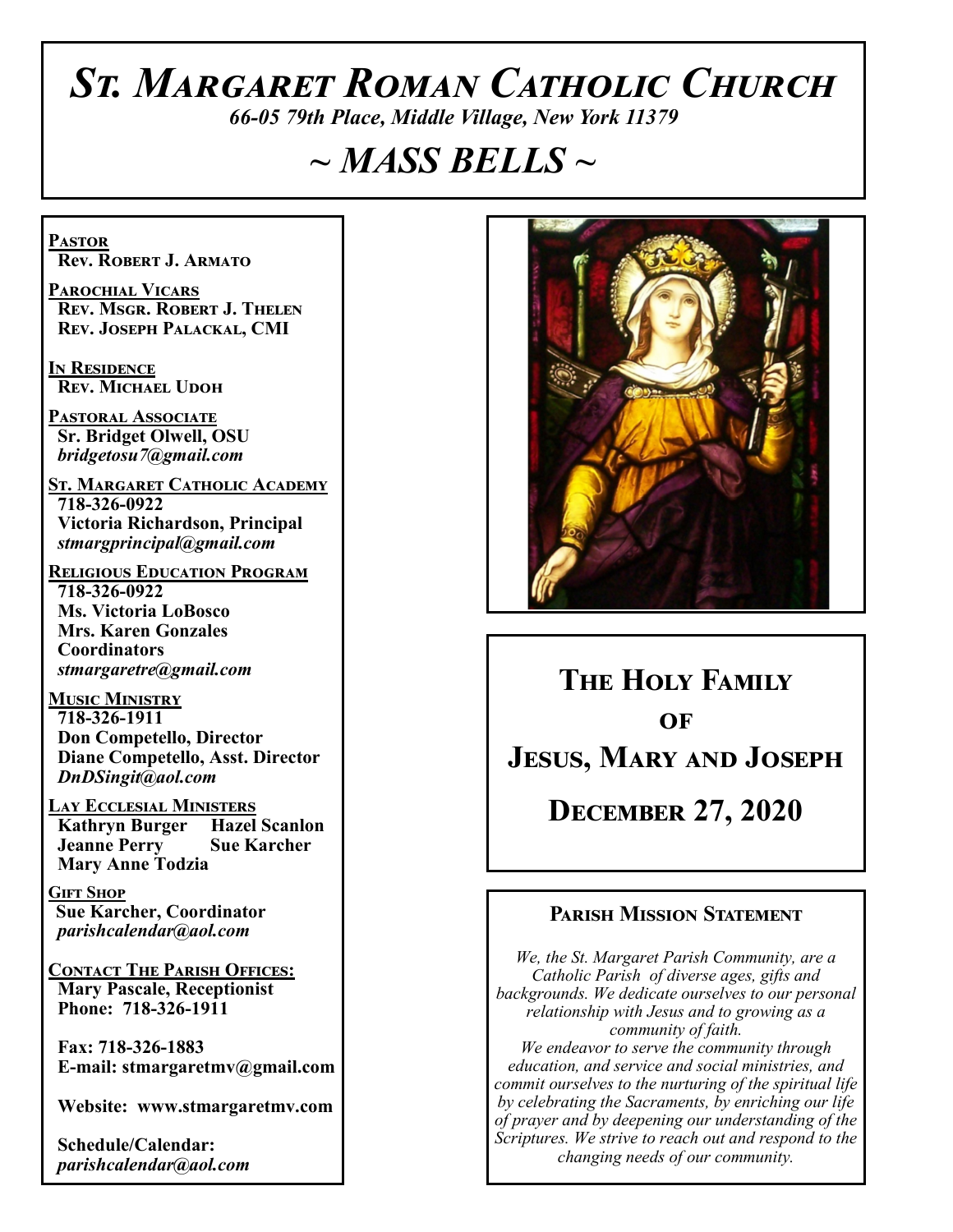# *St. Margaret Roman Catholic Church*

*66-05 79th Place, Middle Village, New York 11379*

# *~ MASS BELLS ~*

**Pastor**
**Rev. Robert J. Armato**

**Parochial Vicars**
**Rev. Msgr. Robert J. Thelen**
**Rev. Joseph Palackal, CMI**

**In Residence**
**Rev. Michael Udoh**

**Pastoral Associate**
**Sr. Bridget Olwell, OSU**
*bridgetosu7@gmail.com*

**St. Margaret Catholic Academy**
**718-326-0922**
**Victoria Richardson, Principal**
*stmargprincipal@gmail.com*

**Religious Education Program**
**718-326-0922**
**Ms. Victoria LoBosco**
**Mrs. Karen Gonzales**
**Coordinators**
*stmargaretre@gmail.com*

**Music Ministry**
**718-326-1911**
**Don Competello, Director**
**Diane Competello, Asst. Director**
*DnDSingit@aol.com*

**Lay Ecclesial Ministers**
**Kathryn Burger**
**Hazel Scanlon**
**Jeanne Perry**
**Sue Karcher**
**Mary Anne Todzia**

**Gift Shop**
**Sue Karcher, Coordinator**
*parishcalendar@aol.com*

**Contact The Parish Offices:**
**Mary Pascale, Receptionist**
**Phone: 718-326-1911**

**Fax: 718-326-1883**
**E-mail: stmargaretmv@gmail.com**

**Website: www.stmargaretmv.com**

**Schedule/Calendar:**
*parishcalendar@aol.com*

## The Holy Family of Jesus, Mary and Joseph

## December 27, 2020

### Parish Mission Statement

*We, the St. Margaret Parish Community, are a Catholic Parish of diverse ages, gifts and backgrounds. We dedicate ourselves to our personal relationship with Jesus and to growing as a community of faith.*

*We endeavor to serve the community through education, and service and social ministries, and commit ourselves to the nurturing of the spiritual life by celebrating the Sacraments, by enriching our life of prayer and by deepening our understanding of the Scriptures. We strive to reach out and respond to the changing needs of our community.*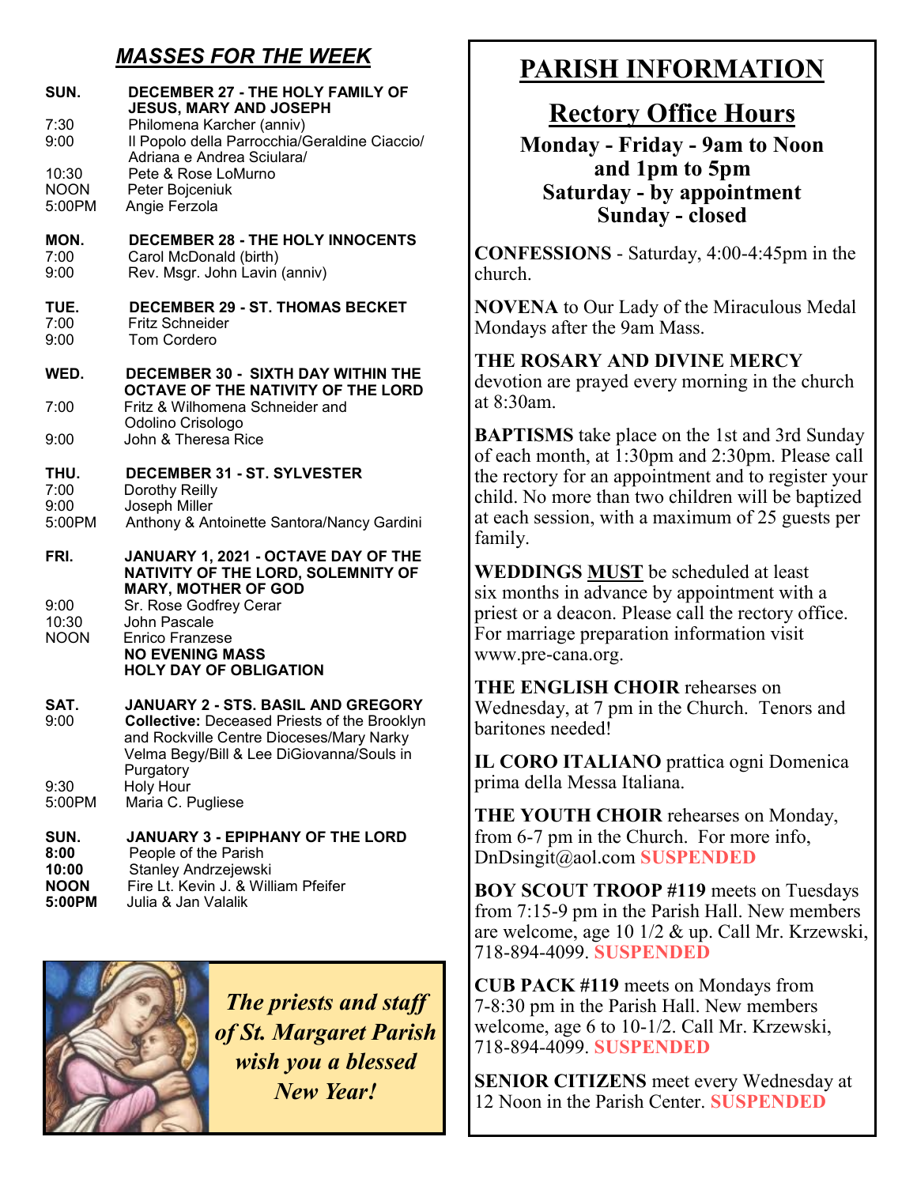## *MASSES FOR THE WEEK*

**SUN. DECEMBER 27 - THE HOLY FAMILY OF JESUS, MARY AND JOSEPH**

| | |
|---|---|
| 7:30 | Philomena Karcher (anniv) |
| 9:00 | Il Popolo della Parrocchia/Geraldine Ciaccio/ Adriana e Andrea Sciulara/ |
| 10:30 | Pete & Rose LoMurno |
| NOON | Peter Bojceniuk |
| 5:00PM | Angie Ferzola |

**MON. DECEMBER 28 - THE HOLY INNOCENTS**

| | |
|---|---|
| 7:00 | Carol McDonald (birth) |
| 9:00 | Rev. Msgr. John Lavin (anniv) |

**TUE. DECEMBER 29 - ST. THOMAS BECKET**

| | |
|---|---|
| 7:00 | Fritz Schneider |
| 9:00 | Tom Cordero |

**WED. DECEMBER 30 - SIXTH DAY WITHIN THE OCTAVE OF THE NATIVITY OF THE LORD**

| | |
|---|---|
| 7:00 | Fritz & Wilhomena Schneider and Odolino Crisologo |
| 9:00 | John & Theresa Rice |

**THU. DECEMBER 31 - ST. SYLVESTER**

| | |
|---|---|
| 7:00 | Dorothy Reilly |
| 9:00 | Joseph Miller |
| 5:00PM | Anthony & Antoinette Santora/Nancy Gardini |

**FRI. JANUARY 1, 2021 - OCTAVE DAY OF THE NATIVITY OF THE LORD, SOLEMNITY OF MARY, MOTHER OF GOD**

| | |
|---|---|
| 9:00 | Sr. Rose Godfrey Cerar |
| 10:30 | John Pascale |
| NOON | Enrico Franzese |

**NO EVENING MASS**
**HOLY DAY OF OBLIGATION**

**SAT. JANUARY 2 - STS. BASIL AND GREGORY**

| | |
|---|---|
| 9:00 | **Collective:** Deceased Priests of the Brooklyn and Rockville Centre Dioceses/Mary Narky Velma Begy/Bill & Lee DiGiovanna/Souls in Purgatory |
| 9:30 | Holy Hour |
| 5:00PM | Maria C. Pugliese |

**SUN. JANUARY 3 - EPIPHANY OF THE LORD**

| | |
|---|---|
| **8:00** | People of the Parish |
| **10:00** | Stanley Andrzejewski |
| **NOON** | Fire Lt. Kevin J. & William Pfeifer |
| **5:00PM** | Julia & Jan Valalik |

*The priests and staff of St. Margaret Parish wish you a blessed New Year!*

# PARISH INFORMATION

## Rectory Office Hours

**Monday - Friday - 9am to Noon and 1pm to 5pm**
**Saturday - by appointment**
**Sunday - closed**

**CONFESSIONS** - Saturday, 4:00-4:45pm in the church.

**NOVENA** to Our Lady of the Miraculous Medal Mondays after the 9am Mass.

**THE ROSARY AND DIVINE MERCY** devotion are prayed every morning in the church at 8:30am.

**BAPTISMS** take place on the 1st and 3rd Sunday of each month, at 1:30pm and 2:30pm. Please call the rectory for an appointment and to register your child. No more than two children will be baptized at each session, with a maximum of 25 guests per family.

**WEDDINGS MUST** be scheduled at least six months in advance by appointment with a priest or a deacon. Please call the rectory office. For marriage preparation information visit www.pre-cana.org.

**THE ENGLISH CHOIR** rehearses on Wednesday, at 7 pm in the Church. Tenors and baritones needed!

**IL CORO ITALIANO** prattica ogni Domenica prima della Messa Italiana.

**THE YOUTH CHOIR** rehearses on Monday, from 6-7 pm in the Church. For more info, DnDsingit@aol.com **SUSPENDED**

**BOY SCOUT TROOP #119** meets on Tuesdays from 7:15-9 pm in the Parish Hall. New members are welcome, age 10 1/2 & up. Call Mr. Krzewski, 718-894-4099. **SUSPENDED**

**CUB PACK #119** meets on Mondays from 7-8:30 pm in the Parish Hall. New members welcome, age 6 to 10-1/2. Call Mr. Krzewski, 718-894-4099. **SUSPENDED**

**SENIOR CITIZENS** meet every Wednesday at 12 Noon in the Parish Center. **SUSPENDED**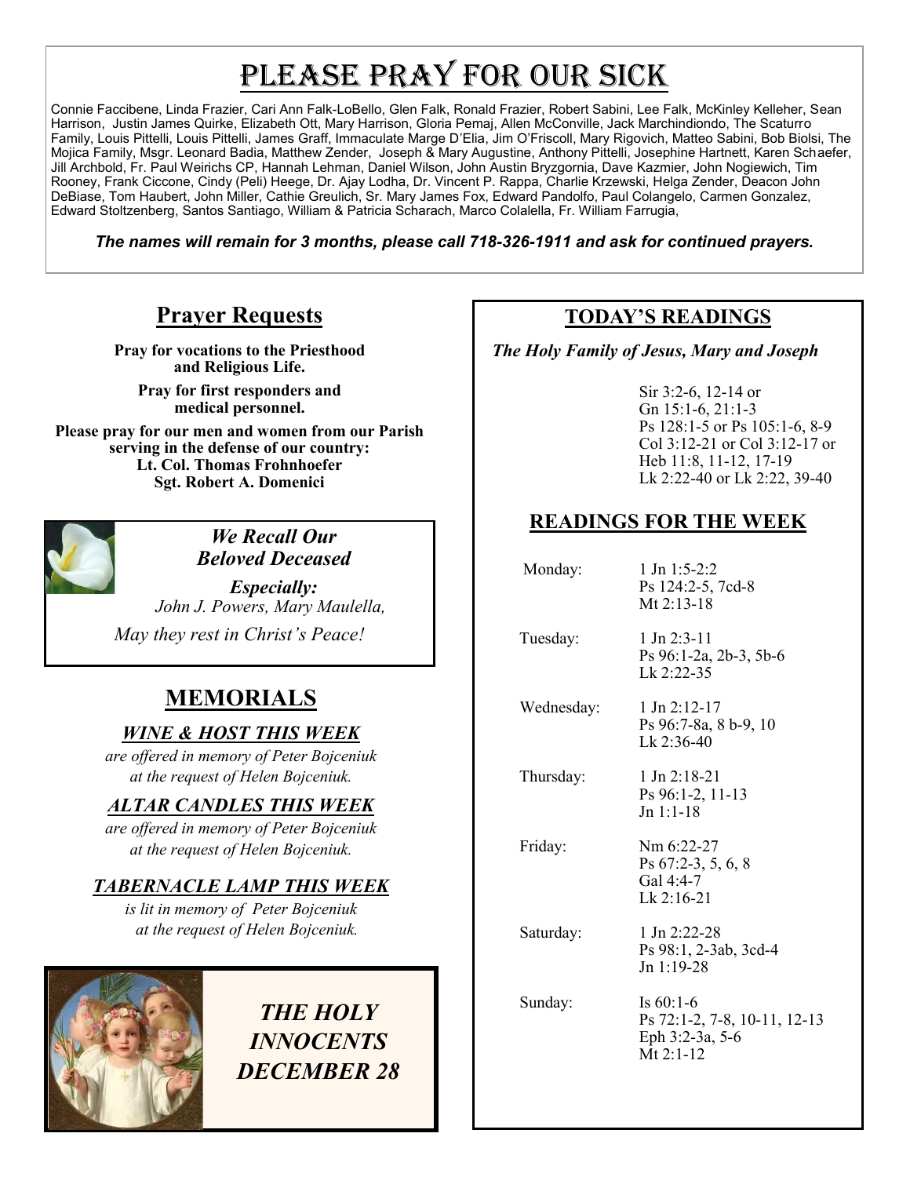# Please Pray for Our Sick

Connie Faccibene, Linda Frazier, Cari Ann Falk-LoBello, Glen Falk, Ronald Frazier, Robert Sabini, Lee Falk, McKinley Kelleher, Sean Harrison, Justin James Quirke, Elizabeth Ott, Mary Harrison, Gloria Pemaj, Allen McConville, Jack Marchindiondo, The Scaturro Family, Louis Pittelli, Louis Pittelli, James Graff, Immaculate Marge D'Elia, Jim O'Friscoll, Mary Rigovich, Matteo Sabini, Bob Biolsi, The Mojica Family, Msgr. Leonard Badia, Matthew Zender, Joseph & Mary Augustine, Anthony Pittelli, Josephine Hartnett, Karen Schaefer, Jill Archbold, Fr. Paul Weirichs CP, Hannah Lehman, Daniel Wilson, John Austin Bryzgornia, Dave Kazmier, John Nogiewich, Tim Rooney, Frank Ciccone, Cindy (Peli) Heege, Dr. Ajay Lodha, Dr. Vincent P. Rappa, Charlie Krzewski, Helga Zender, Deacon John DeBiase, Tom Haubert, John Miller, Cathie Greulich, Sr. Mary James Fox, Edward Pandolfo, Paul Colangelo, Carmen Gonzalez, Edward Stoltzenberg, Santos Santiago, William & Patricia Scharach, Marco Colalella, Fr. William Farrugia,

***The names will remain for 3 months, please call 718-326-1911 and ask for continued prayers.***

## Prayer Requests

**Pray for vocations to the Priesthood and Religious Life.**

**Pray for first responders and medical personnel.**

**Please pray for our men and women from our Parish serving in the defense of our country:**
**Lt. Col. Thomas Frohnhoefer**
**Sgt. Robert A. Domenici**

### *We Recall Our Beloved Deceased*

***Especially:***
*John J. Powers, Mary Maulella,*

*May they rest in Christ's Peace!*

## MEMORIALS

### *WINE & HOST THIS WEEK*

*are offered in memory of Peter Bojceniuk at the request of Helen Bojceniuk.*

### *ALTAR CANDLES THIS WEEK*

*are offered in memory of Peter Bojceniuk at the request of Helen Bojceniuk.*

### *TABERNACLE LAMP THIS WEEK*

*is lit in memory of Peter Bojceniuk at the request of Helen Bojceniuk.*

***THE HOLY INNOCENTS DECEMBER 28***

## TODAY'S READINGS

***The Holy Family of Jesus, Mary and Joseph***

Sir 3:2-6, 12-14 or
Gn 15:1-6, 21:1-3
Ps 128:1-5 or Ps 105:1-6, 8-9
Col 3:12-21 or Col 3:12-17 or
Heb 11:8, 11-12, 17-19
Lk 2:22-40 or Lk 2:22, 39-40

## READINGS FOR THE WEEK

| | |
|---|---|
| Monday: | 1 Jn 1:5-2:2<br>Ps 124:2-5, 7cd-8<br>Mt 2:13-18 |
| Tuesday: | 1 Jn 2:3-11<br>Ps 96:1-2a, 2b-3, 5b-6<br>Lk 2:22-35 |
| Wednesday: | 1 Jn 2:12-17<br>Ps 96:7-8a, 8 b-9, 10<br>Lk 2:36-40 |
| Thursday: | 1 Jn 2:18-21<br>Ps 96:1-2, 11-13<br>Jn 1:1-18 |
| Friday: | Nm 6:22-27<br>Ps 67:2-3, 5, 6, 8<br>Gal 4:4-7<br>Lk 2:16-21 |
| Saturday: | 1 Jn 2:22-28<br>Ps 98:1, 2-3ab, 3cd-4<br>Jn 1:19-28 |
| Sunday: | Is 60:1-6<br>Ps 72:1-2, 7-8, 10-11, 12-13<br>Eph 3:2-3a, 5-6<br>Mt 2:1-12 |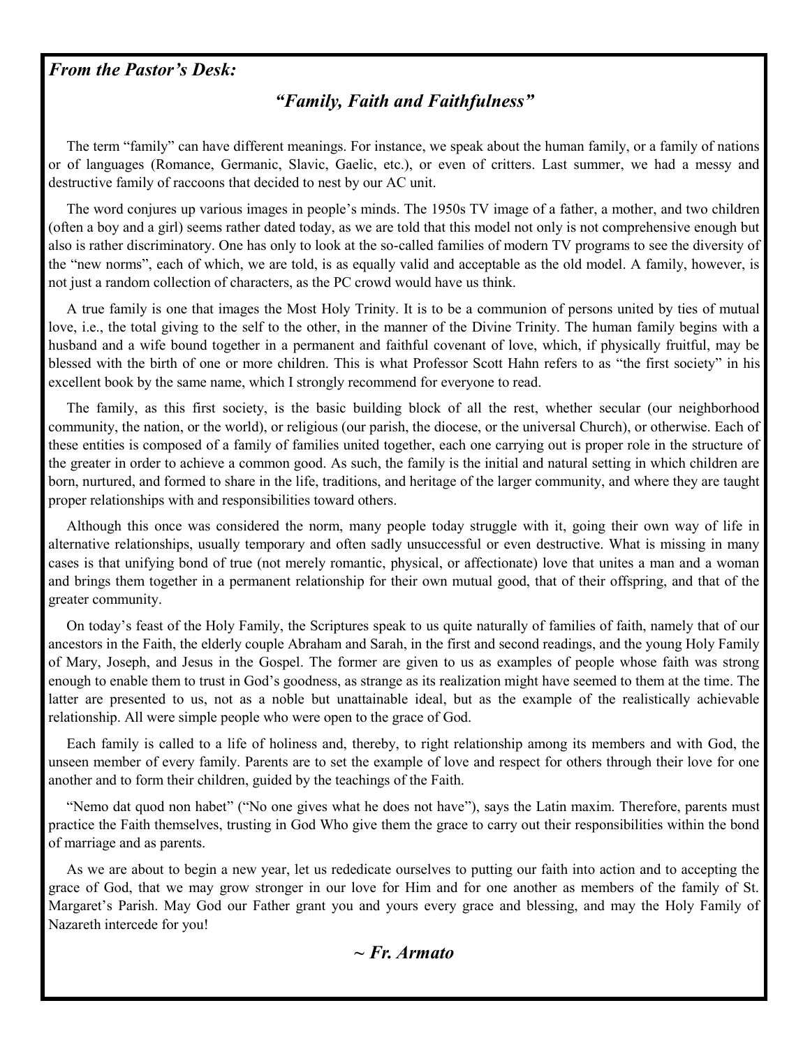***From the Pastor's Desk:***

## *"Family, Faith and Faithfulness"*

The term "family" can have different meanings. For instance, we speak about the human family, or a family of nations or of languages (Romance, Germanic, Slavic, Gaelic, etc.), or even of critters. Last summer, we had a messy and destructive family of raccoons that decided to nest by our AC unit.

The word conjures up various images in people's minds. The 1950s TV image of a father, a mother, and two children (often a boy and a girl) seems rather dated today, as we are told that this model not only is not comprehensive enough but also is rather discriminatory. One has only to look at the so-called families of modern TV programs to see the diversity of the "new norms", each of which, we are told, is as equally valid and acceptable as the old model. A family, however, is not just a random collection of characters, as the PC crowd would have us think.

A true family is one that images the Most Holy Trinity. It is to be a communion of persons united by ties of mutual love, i.e., the total giving to the self to the other, in the manner of the Divine Trinity. The human family begins with a husband and a wife bound together in a permanent and faithful covenant of love, which, if physically fruitful, may be blessed with the birth of one or more children. This is what Professor Scott Hahn refers to as "the first society" in his excellent book by the same name, which I strongly recommend for everyone to read.

The family, as this first society, is the basic building block of all the rest, whether secular (our neighborhood community, the nation, or the world), or religious (our parish, the diocese, or the universal Church), or otherwise. Each of these entities is composed of a family of families united together, each one carrying out is proper role in the structure of the greater in order to achieve a common good. As such, the family is the initial and natural setting in which children are born, nurtured, and formed to share in the life, traditions, and heritage of the larger community, and where they are taught proper relationships with and responsibilities toward others.

Although this once was considered the norm, many people today struggle with it, going their own way of life in alternative relationships, usually temporary and often sadly unsuccessful or even destructive. What is missing in many cases is that unifying bond of true (not merely romantic, physical, or affectionate) love that unites a man and a woman and brings them together in a permanent relationship for their own mutual good, that of their offspring, and that of the greater community.

On today's feast of the Holy Family, the Scriptures speak to us quite naturally of families of faith, namely that of our ancestors in the Faith, the elderly couple Abraham and Sarah, in the first and second readings, and the young Holy Family of Mary, Joseph, and Jesus in the Gospel. The former are given to us as examples of people whose faith was strong enough to enable them to trust in God's goodness, as strange as its realization might have seemed to them at the time. The latter are presented to us, not as a noble but unattainable ideal, but as the example of the realistically achievable relationship. All were simple people who were open to the grace of God.

Each family is called to a life of holiness and, thereby, to right relationship among its members and with God, the unseen member of every family. Parents are to set the example of love and respect for others through their love for one another and to form their children, guided by the teachings of the Faith.

"Nemo dat quod non habet" ("No one gives what he does not have"), says the Latin maxim. Therefore, parents must practice the Faith themselves, trusting in God Who give them the grace to carry out their responsibilities within the bond of marriage and as parents.

As we are about to begin a new year, let us rededicate ourselves to putting our faith into action and to accepting the grace of God, that we may grow stronger in our love for Him and for one another as members of the family of St. Margaret's Parish. May God our Father grant you and yours every grace and blessing, and may the Holy Family of Nazareth intercede for you!

***~ Fr. Armato***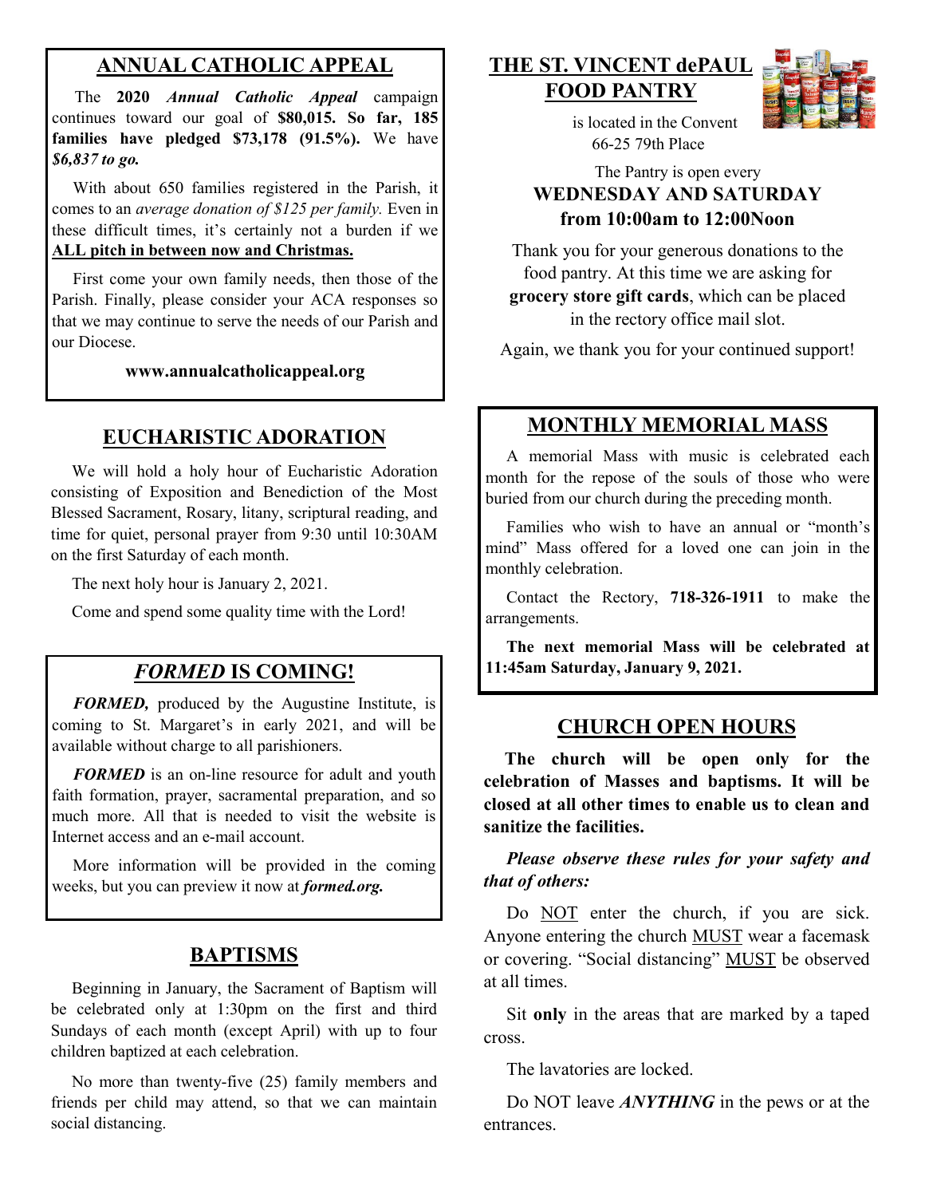## ANNUAL CATHOLIC APPEAL

The **2020** ***Annual Catholic Appeal*** campaign continues toward our goal of **$80,015. So far, 185 families have pledged $73,178 (91.5%).** We have ***$6,837 to go.***

With about 650 families registered in the Parish, it comes to an *average donation of $125 per family.* Even in these difficult times, it's certainly not a burden if we **ALL pitch in between now and Christmas.**

First come your own family needs, then those of the Parish. Finally, please consider your ACA responses so that we may continue to serve the needs of our Parish and our Diocese.

**www.annualcatholicappeal.org**

## EUCHARISTIC ADORATION

We will hold a holy hour of Eucharistic Adoration consisting of Exposition and Benediction of the Most Blessed Sacrament, Rosary, litany, scriptural reading, and time for quiet, personal prayer from 9:30 until 10:30AM on the first Saturday of each month.

The next holy hour is January 2, 2021.

Come and spend some quality time with the Lord!

## *FORMED* IS COMING!

***FORMED,*** produced by the Augustine Institute, is coming to St. Margaret's in early 2021, and will be available without charge to all parishioners.

***FORMED*** is an on-line resource for adult and youth faith formation, prayer, sacramental preparation, and so much more. All that is needed to visit the website is Internet access and an e-mail account.

More information will be provided in the coming weeks, but you can preview it now at ***formed.org.***

## BAPTISMS

Beginning in January, the Sacrament of Baptism will be celebrated only at 1:30pm on the first and third Sundays of each month (except April) with up to four children baptized at each celebration.

No more than twenty-five (25) family members and friends per child may attend, so that we can maintain social distancing.

## THE ST. VINCENT dePAUL FOOD PANTRY

is located in the Convent
66-25 79th Place

The Pantry is open every
**WEDNESDAY AND SATURDAY**
**from 10:00am to 12:00Noon**

Thank you for your generous donations to the food pantry. At this time we are asking for **grocery store gift cards**, which can be placed in the rectory office mail slot.

Again, we thank you for your continued support!

## MONTHLY MEMORIAL MASS

A memorial Mass with music is celebrated each month for the repose of the souls of those who were buried from our church during the preceding month.

Families who wish to have an annual or "month's mind" Mass offered for a loved one can join in the monthly celebration.

Contact the Rectory, **718-326-1911** to make the arrangements.

**The next memorial Mass will be celebrated at 11:45am Saturday, January 9, 2021.**

## CHURCH OPEN HOURS

**The church will be open only for the celebration of Masses and baptisms. It will be closed at all other times to enable us to clean and sanitize the facilities.**

***Please observe these rules for your safety and that of others:***

Do NOT enter the church, if you are sick. Anyone entering the church MUST wear a facemask or covering. "Social distancing" MUST be observed at all times.

Sit **only** in the areas that are marked by a taped cross.

The lavatories are locked.

Do NOT leave ***ANYTHING*** in the pews or at the entrances.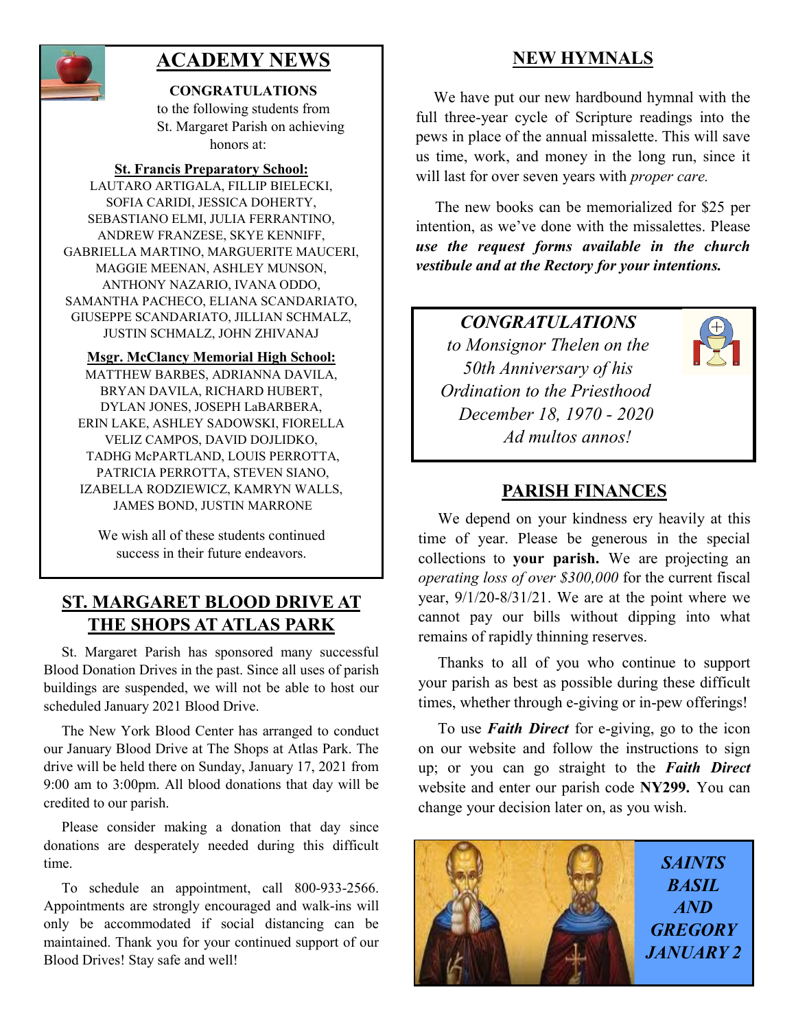## ACADEMY NEWS

**CONGRATULATIONS**

to the following students from St. Margaret Parish on achieving honors at:

**St. Francis Preparatory School:**

LAUTARO ARTIGALA, FILLIP BIELECKI, SOFIA CARIDI, JESSICA DOHERTY, SEBASTIANO ELMI, JULIA FERRANTINO, ANDREW FRANZESE, SKYE KENNIFF, GABRIELLA MARTINO, MARGUERITE MAUCERI, MAGGIE MEENAN, ASHLEY MUNSON, ANTHONY NAZARIO, IVANA ODDO, SAMANTHA PACHECO, ELIANA SCANDARIATO, GIUSEPPE SCANDARIATO, JILLIAN SCHMALZ, JUSTIN SCHMALZ, JOHN ZHIVANAJ

**Msgr. McClancy Memorial High School:**

MATTHEW BARBES, ADRIANNA DAVILA, BRYAN DAVILA, RICHARD HUBERT, DYLAN JONES, JOSEPH LaBARBERA, ERIN LAKE, ASHLEY SADOWSKI, FIORELLA VELIZ CAMPOS, DAVID DOJLIDKO, TADHG McPARTLAND, LOUIS PERROTTA, PATRICIA PERROTTA, STEVEN SIANO, IZABELLA RODZIEWICZ, KAMRYN WALLS, JAMES BOND, JUSTIN MARRONE

We wish all of these students continued success in their future endeavors.

## ST. MARGARET BLOOD DRIVE AT THE SHOPS AT ATLAS PARK

St. Margaret Parish has sponsored many successful Blood Donation Drives in the past. Since all uses of parish buildings are suspended, we will not be able to host our scheduled January 2021 Blood Drive.

The New York Blood Center has arranged to conduct our January Blood Drive at The Shops at Atlas Park. The drive will be held there on Sunday, January 17, 2021 from 9:00 am to 3:00pm. All blood donations that day will be credited to our parish.

Please consider making a donation that day since donations are desperately needed during this difficult time.

To schedule an appointment, call 800-933-2566. Appointments are strongly encouraged and walk-ins will only be accommodated if social distancing can be maintained. Thank you for your continued support of our Blood Drives! Stay safe and well!

## NEW HYMNALS

We have put our new hardbound hymnal with the full three-year cycle of Scripture readings into the pews in place of the annual missalette. This will save us time, work, and money in the long run, since it will last for over seven years with *proper care.*

The new books can be memorialized for $25 per intention, as we've done with the missalettes. Please ***use the request forms available in the church vestibule and at the Rectory for your intentions.***

*CONGRATULATIONS*
*to Monsignor Thelen on the 50th Anniversary of his Ordination to the Priesthood*
*December 18, 1970 - 2020*
*Ad multos annos!*

## PARISH FINANCES

We depend on your kindness ery heavily at this time of year. Please be generous in the special collections to **your parish.** We are projecting an *operating loss of over $300,000* for the current fiscal year, 9/1/20-8/31/21. We are at the point where we cannot pay our bills without dipping into what remains of rapidly thinning reserves.

Thanks to all of you who continue to support your parish as best as possible during these difficult times, whether through e-giving or in-pew offerings!

To use ***Faith Direct*** for e-giving, go to the icon on our website and follow the instructions to sign up; or you can go straight to the ***Faith Direct*** website and enter our parish code **NY299.** You can change your decision later on, as you wish.

***SAINTS BASIL AND GREGORY JANUARY 2***